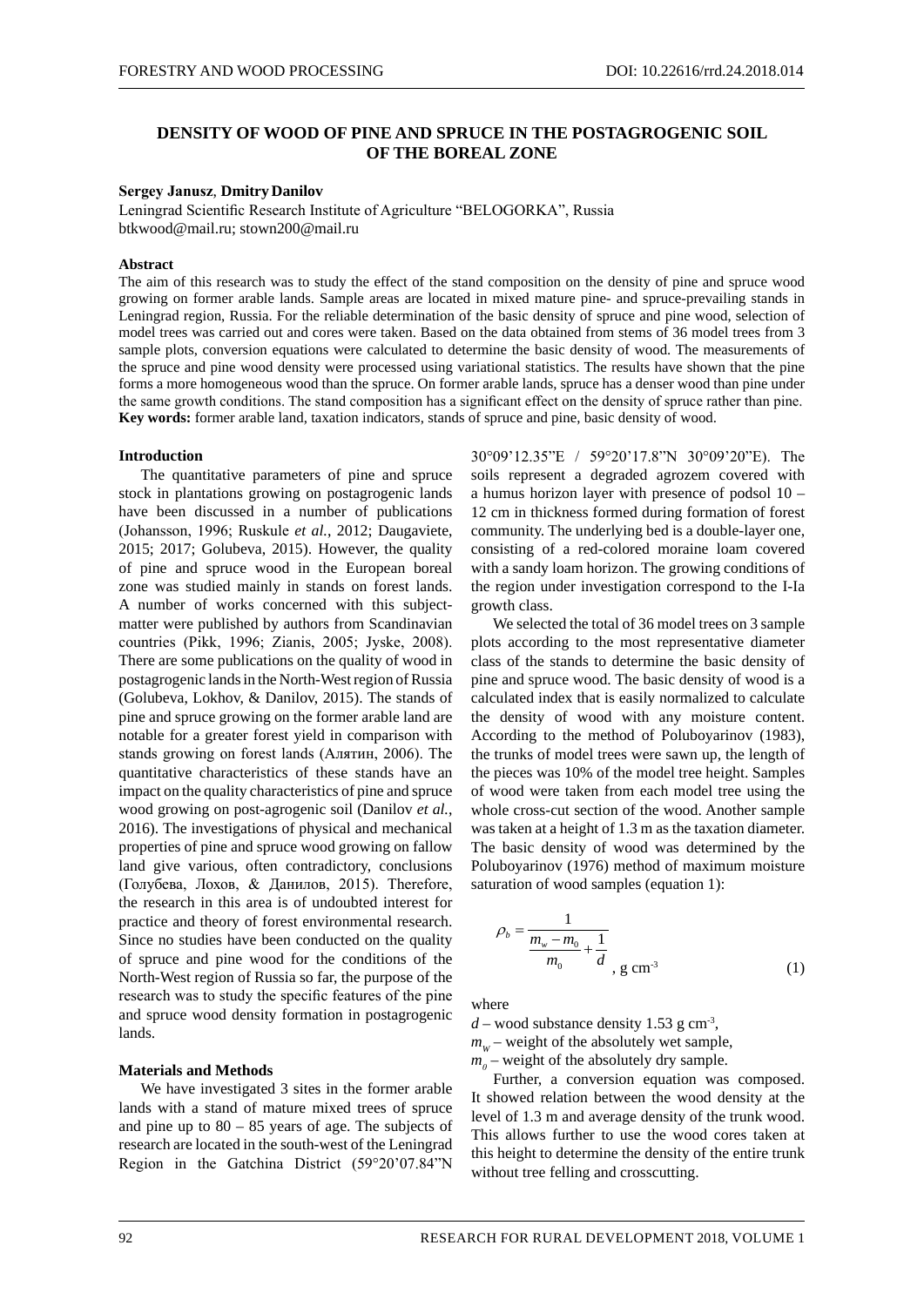# DENSITY OF WOOD OF PINE AND SPRUCE IN THE POSTAGROGENIC SOIL OF THE BOREAL ZONE

**Sergey Janusz, Dmitry Danilov**

Leningrad Scientific Research Institute of Agriculture "BELOGORKA", Russia
btkwood@mail.ru; stown200@mail.ru

**Abstract**

The aim of this research was to study the effect of the stand composition on the density of pine and spruce wood growing on former arable lands. Sample areas are located in mixed mature pine- and spruce-prevailing stands in Leningrad region, Russia. For the reliable determination of the basic density of spruce and pine wood, selection of model trees was carried out and cores were taken. Based on the data obtained from stems of 36 model trees from 3 sample plots, conversion equations were calculated to determine the basic density of wood. The measurements of the spruce and pine wood density were processed using variational statistics. The results have shown that the pine forms a more homogeneous wood than the spruce. On former arable lands, spruce has a denser wood than pine under the same growth conditions. The stand composition has a significant effect on the density of spruce rather than pine.
**Key words:** former arable land, taxation indicators, stands of spruce and pine, basic density of wood.

## Introduction

The quantitative parameters of pine and spruce stock in plantations growing on postagrogenic lands have been discussed in a number of publications (Johansson, 1996; Ruskule *et al.*, 2012; Daugaviete, 2015; 2017; Golubeva, 2015). However, the quality of pine and spruce wood in the European boreal zone was studied mainly in stands on forest lands. A number of works concerned with this subject-matter were published by authors from Scandinavian countries (Pikk, 1996; Zianis, 2005; Jyske, 2008). There are some publications on the quality of wood in postagrogenic lands in the North-West region of Russia (Golubeva, Lokhov, & Danilov, 2015). The stands of pine and spruce growing on the former arable land are notable for a greater forest yield in comparison with stands growing on forest lands (Алятин, 2006). The quantitative characteristics of these stands have an impact on the quality characteristics of pine and spruce wood growing on post-agrogenic soil (Danilov *et al.*, 2016). The investigations of physical and mechanical properties of pine and spruce wood growing on fallow land give various, often contradictory, conclusions (Голубева, Лохов, & Данилов, 2015). Therefore, the research in this area is of undoubted interest for practice and theory of forest environmental research. Since no studies have been conducted on the quality of spruce and pine wood for the conditions of the North-West region of Russia so far, the purpose of the research was to study the specific features of the pine and spruce wood density formation in postagrogenic lands.

## Materials and Methods

We have investigated 3 sites in the former arable lands with a stand of mature mixed trees of spruce and pine up to 80 – 85 years of age. The subjects of research are located in the south-west of the Leningrad Region in the Gatchina District (59°20'07.84"N 30°09'12.35"E / 59°20'17.8"N 30°09'20"E). The soils represent a degraded agrozem covered with a humus horizon layer with presence of podsol 10 – 12 cm in thickness formed during formation of forest community. The underlying bed is a double-layer one, consisting of a red-colored moraine loam covered with a sandy loam horizon. The growing conditions of the region under investigation correspond to the I-Ia growth class.

We selected the total of 36 model trees on 3 sample plots according to the most representative diameter class of the stands to determine the basic density of pine and spruce wood. The basic density of wood is a calculated index that is easily normalized to calculate the density of wood with any moisture content. According to the method of Poluboyarinov (1983), the trunks of model trees were sawn up, the length of the pieces was 10% of the model tree height. Samples of wood were taken from each model tree using the whole cross-cut section of the wood. Another sample was taken at a height of 1.3 m as the taxation diameter. The basic density of wood was determined by the Poluboyarinov (1976) method of maximum moisture saturation of wood samples (equation 1):

$$\rho_b = \frac{1}{\frac{m_w - m_0}{m_0} + \frac{1}{d}}, \text{ g cm}^{-3} \qquad (1)$$

where

$d$ – wood substance density 1.53 g cm$^{-3}$,
$m_w$ – weight of the absolutely wet sample,
$m_0$ – weight of the absolutely dry sample.

Further, a conversion equation was composed. It showed relation between the wood density at the level of 1.3 m and average density of the trunk wood. This allows further to use the wood cores taken at this height to determine the density of the entire trunk without tree felling and crosscutting.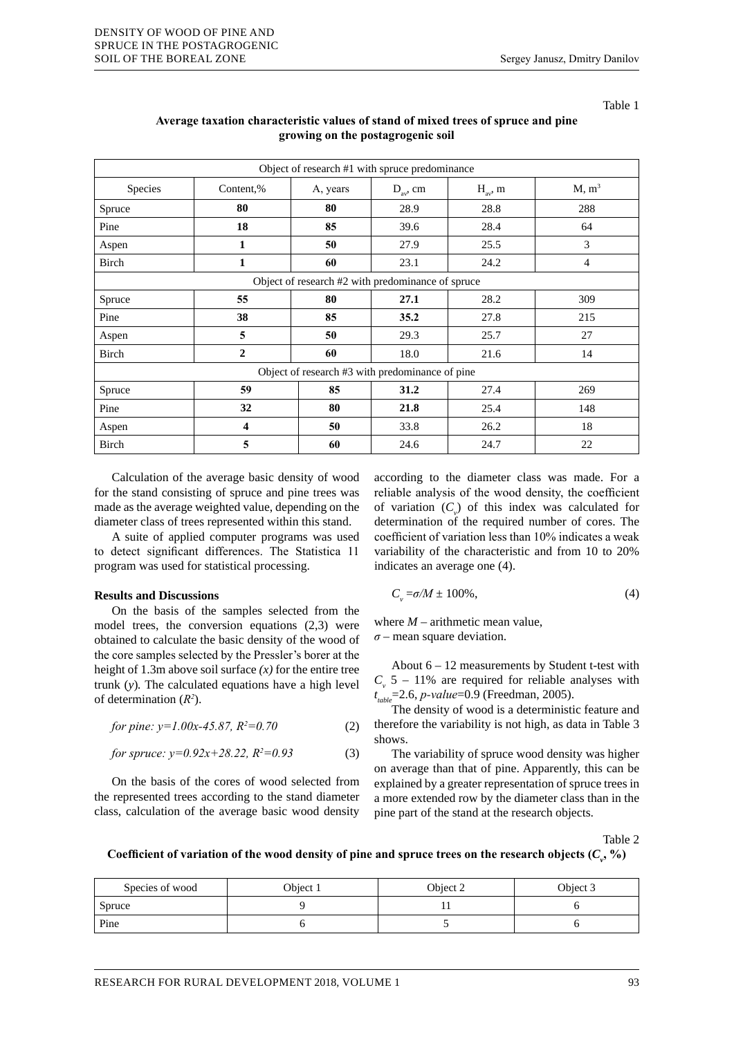Table 1

**Average taxation characteristic values of stand of mixed trees of spruce and pine growing on the postagrogenic soil**

| Species | Content,% | A, years | $D_{av}$, cm | $H_{av}$, m | M, $m^3$ |
|---|---|---|---|---|---|
| Object of research #1 with spruce predominance | | | | | |
| Spruce | **80** | **80** | 28.9 | 28.8 | 288 |
| Pine | **18** | **85** | 39.6 | 28.4 | 64 |
| Aspen | **1** | **50** | 27.9 | 25.5 | 3 |
| Birch | **1** | **60** | 23.1 | 24.2 | 4 |
| Object of research #2 with predominance of spruce | | | | | |
| Spruce | **55** | **80** | **27.1** | 28.2 | 309 |
| Pine | **38** | **85** | **35.2** | 27.8 | 215 |
| Aspen | **5** | **50** | 29.3 | 25.7 | 27 |
| Birch | **2** | **60** | 18.0 | 21.6 | 14 |
| Object of research #3 with predominance of pine | | | | | |
| Spruce | **59** | **85** | **31.2** | 27.4 | 269 |
| Pine | **32** | **80** | **21.8** | 25.4 | 148 |
| Aspen | **4** | **50** | 33.8 | 26.2 | 18 |
| Birch | **5** | **60** | 24.6 | 24.7 | 22 |

Calculation of the average basic density of wood for the stand consisting of spruce and pine trees was made as the average weighted value, depending on the diameter class of trees represented within this stand.

A suite of applied computer programs was used to detect significant differences. The Statistica 11 program was used for statistical processing.

### Results and Discussions

On the basis of the samples selected from the model trees, the conversion equations (2,3) were obtained to calculate the basic density of the wood of the core samples selected by the Pressler's borer at the height of 1.3m above soil surface *(x)* for the entire tree trunk (*y*). The calculated equations have a high level of determination ($R^2$).

$$\text{for pine: } y=1.00x-45.87,\ R^2=0.70 \tag{2}$$

$$\text{for spruce: } y=0.92x+28.22,\ R^2=0.93 \tag{3}$$

On the basis of the cores of wood selected from the represented trees according to the stand diameter class, calculation of the average basic wood density according to the diameter class was made. For a reliable analysis of the wood density, the coefficient of variation ($C_v$) of this index was calculated for determination of the required number of cores. The coefficient of variation less than 10% indicates a weak variability of the characteristic and from 10 to 20% indicates an average one (4).

$$C_v = \sigma/M \pm 100\%, \tag{4}$$

where $M$ – arithmetic mean value,
$\sigma$ – mean square deviation.

About 6 – 12 measurements by Student t-test with $C_v$ 5 – 11% are required for reliable analyses with $t_{table}$=2.6, *p-value*=0.9 (Freedman, 2005).

The density of wood is a deterministic feature and therefore the variability is not high, as data in Table 3 shows.

The variability of spruce wood density was higher on average than that of pine. Apparently, this can be explained by a greater representation of spruce trees in a more extended row by the diameter class than in the pine part of the stand at the research objects.

Table 2

**Coefficient of variation of the wood density of pine and spruce trees on the research objects ($C_v$, %)**

| Species of wood | Object 1 | Object 2 | Object 3 |
|---|---|---|---|
| Spruce | 9 | 11 | 6 |
| Pine | 6 | 5 | 6 |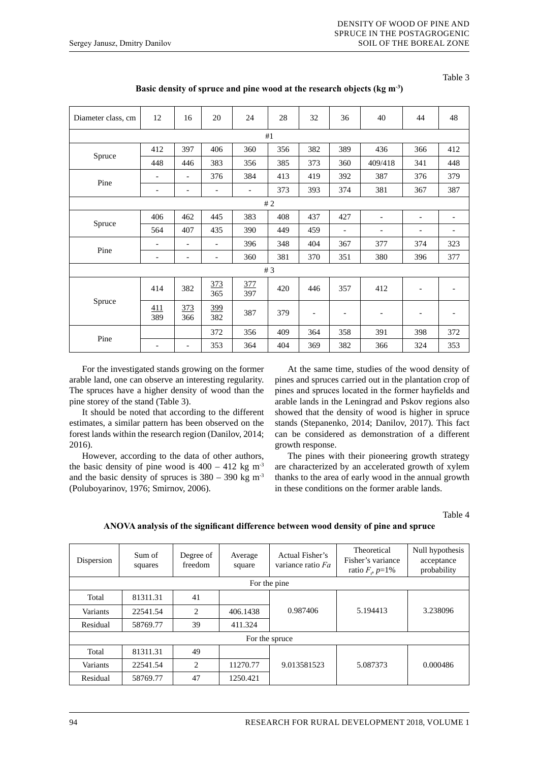Table 3

**Basic density of spruce and pine wood at the research objects (kg m$^{-3}$)**

| Diameter class, cm | 12 | 16 | 20 | 24 | 28 | 32 | 36 | 40 | 44 | 48 |
|---|---|---|---|---|---|---|---|---|---|---|
| #1 | | | | | | | | | | |
| Spruce | 412 | 397 | 406 | 360 | 356 | 382 | 389 | 436 | 366 | 412 |
| | 448 | 446 | 383 | 356 | 385 | 373 | 360 | 409/418 | 341 | 448 |
| Pine | - | - | 376 | 384 | 413 | 419 | 392 | 387 | 376 | 379 |
| | - | - | - | - | 373 | 393 | 374 | 381 | 367 | 387 |
| # 2 | | | | | | | | | | |
| Spruce | 406 | 462 | 445 | 383 | 408 | 437 | 427 | - | - | - |
| | 564 | 407 | 435 | 390 | 449 | 459 | - | - | - | - |
| Pine | - | - | - | 396 | 348 | 404 | 367 | 377 | 374 | 323 |
| | - | - | - | 360 | 381 | 370 | 351 | 380 | 396 | 377 |
| # 3 | | | | | | | | | | |
| Spruce | 414 | 382 | 373 / 365 | 377 / 397 | 420 | 446 | 357 | 412 | - | - |
| | 411 / 389 | 373 / 366 | 399 / 382 | 387 | 379 | - | - | - | - | - |
| Pine | | | 372 | 356 | 409 | 364 | 358 | 391 | 398 | 372 |
| | - | - | 353 | 364 | 404 | 369 | 382 | 366 | 324 | 353 |

For the investigated stands growing on the former arable land, one can observe an interesting regularity. The spruces have a higher density of wood than the pine storey of the stand (Table 3).

It should be noted that according to the different estimates, a similar pattern has been observed on the forest lands within the research region (Danilov, 2014; 2016).

However, according to the data of other authors, the basic density of pine wood is 400 – 412 kg m$^{-3}$ and the basic density of spruces is 380 – 390 kg m$^{-3}$ (Poluboyarinov, 1976; Smirnov, 2006).

At the same time, studies of the wood density of pines and spruces carried out in the plantation crop of pines and spruces located in the former hayfields and arable lands in the Leningrad and Pskov regions also showed that the density of wood is higher in spruce stands (Stepanenko, 2014; Danilov, 2017). This fact can be considered as demonstration of a different growth response.

The pines with their pioneering growth strategy are characterized by an accelerated growth of xylem thanks to the area of early wood in the annual growth in these conditions on the former arable lands.

Table 4

**ANOVA analysis of the significant difference between wood density of pine and spruce**

| Dispersion | Sum of squares | Degree of freedom | Average square | Actual Fisher's variance ratio $Fa$ | Theoretical Fisher's variance ratio $F_t$, $p$=1% | Null hypothesis acceptance probability |
|---|---|---|---|---|---|---|
| For the pine | | | | | | |
| Total | 81311.31 | 41 | | 0.987406 | 5.194413 | 3.238096 |
| Variants | 22541.54 | 2 | 406.1438 | | | |
| Residual | 58769.77 | 39 | 411.324 | | | |
| For the spruce | | | | | | |
| Total | 81311.31 | 49 | | 9.013581523 | 5.087373 | 0.000486 |
| Variants | 22541.54 | 2 | 11270.77 | | | |
| Residual | 58769.77 | 47 | 1250.421 | | | |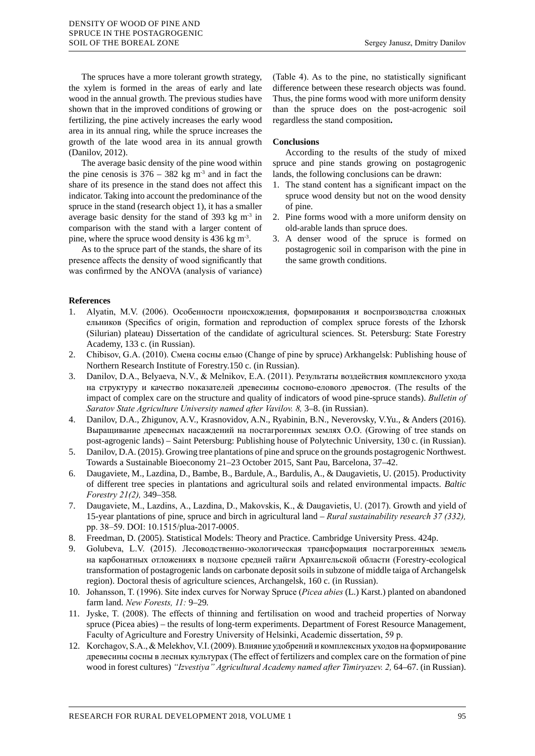The spruces have a more tolerant growth strategy, the xylem is formed in the areas of early and late wood in the annual growth. The previous studies have shown that in the improved conditions of growing or fertilizing, the pine actively increases the early wood area in its annual ring, while the spruce increases the growth of the late wood area in its annual growth (Danilov, 2012).

The average basic density of the pine wood within the pine cenosis is 376 – 382 kg $m^{-3}$ and in fact the share of its presence in the stand does not affect this indicator. Taking into account the predominance of the spruce in the stand (research object 1), it has a smaller average basic density for the stand of 393 kg $m^{-3}$ in comparison with the stand with a larger content of pine, where the spruce wood density is 436 kg $m^{-3}$.

As to the spruce part of the stands, the share of its presence affects the density of wood significantly that was confirmed by the ANOVA (analysis of variance) (Table 4). As to the pine, no statistically significant difference between these research objects was found. Thus, the pine forms wood with more uniform density than the spruce does on the post-acrogenic soil regardless the stand composition**.**

## Conclusions

According to the results of the study of mixed spruce and pine stands growing on postagrogenic lands, the following conclusions can be drawn:

1. The stand content has a significant impact on the spruce wood density but not on the wood density of pine.
2. Pine forms wood with a more uniform density on old-arable lands than spruce does.
3. A denser wood of the spruce is formed on postagrogenic soil in comparison with the pine in the same growth conditions.

## References

1. Alyatin, M.V. (2006). Особенности происхождения, формирования и воспроизводства сложных ельников (Specifics of origin, formation and reproduction of complex spruce forests of the Izhorsk (Silurian) plateau) Dissertation of the candidate of agricultural sciences. St. Petersburg: State Forestry Academy, 133 c. (in Russian).
2. Chibisov, G.A. (2010). Смена сосны елью (Change of pine by spruce) Arkhangelsk: Publishing house of Northern Research Institute of Forestry.150 c. (in Russian).
3. Danilov, D.A., Belyaeva, N.V., & Melnikov, E.A. (2011). Результаты воздействия комплексного ухода на структуру и качество показателей древесины сосново-елового древостоя. (The results of the impact of complex care on the structure and quality of indicators of wood pine-spruce stands). *Bulletin of Saratov State Agriculture University named after Vavilov. 8,* 3–8. (in Russian).
4. Danilov, D.A., Zhigunov, A.V., Krasnovidov, A.N., Ryabinin, B.N., Neverovsky, V.Yu., & Anders (2016). Выращивание древесных насаждений на постагрогенных землях О.О. (Growing of tree stands on post-agrogenic lands) – Saint Petersburg: Publishing house of Polytechnic University, 130 c. (in Russian).
5. Danilov, D.A. (2015). Growing tree plantations of pine and spruce on the grounds postagrogenic Northwest. Towards a Sustainable Bioeconomy 21–23 October 2015, Sant Pau, Barcelona, 37–42.
6. Daugaviete, M., Lazdina, D., Bambe, B., Bardule, A., Bardulis, A., & Daugavietis, U. (2015). Productivity of different tree species in plantations and agricultural soils and related environmental impacts. *Baltic Forestry 21(2),* 349–358.
7. Daugaviete, M., Lazdins, A., Lazdina, D., Makovskis, K., & Daugavietis, U. (2017). Growth and yield of 15-year plantations of pine, spruce and birch in agricultural land – *Rural sustainability research 37 (332),* pp. 38–59. DOI: 10.1515/plua-2017-0005.
8. Freedman, D. (2005). Statistical Models: Theory and Practice. Cambridge University Press. 424p.
9. Golubeva, L.V. (2015). Лесоводственно-экологическая трансформация постагрогенных земель на карбонатных отложениях в подзоне средней тайги Архангельской области (Forestry-ecological transformation of postagrogenic lands on carbonate deposit soils in subzone of middle taiga of Archangelsk region). Doctoral thesis of agriculture sciences, Archangelsk, 160 c. (in Russian).
10. Johansson, T. (1996). Site index curves for Norway Spruce (*Picea abies* (L.) Karst.) planted on abandoned farm land. *New Forests, 11:* 9–29.
11. Jyske, T. (2008). The effects of thinning and fertilisation on wood and tracheid properties of Norway spruce (Picea abies) – the results of long-term experiments. Department of Forest Resource Management, Faculty of Agriculture and Forestry University of Helsinki, Academic dissertation, 59 p.
12. Korchagov, S.A., & Melekhov, V.I. (2009). Влияние удобрений и комплексных уходов на формирование древесины сосны в лесных культурах (The effect of fertilizers and complex care on the formation of pine wood in forest cultures) *"Izvestiya" Agricultural Academy named after Timiryazev. 2,* 64–67. (in Russian).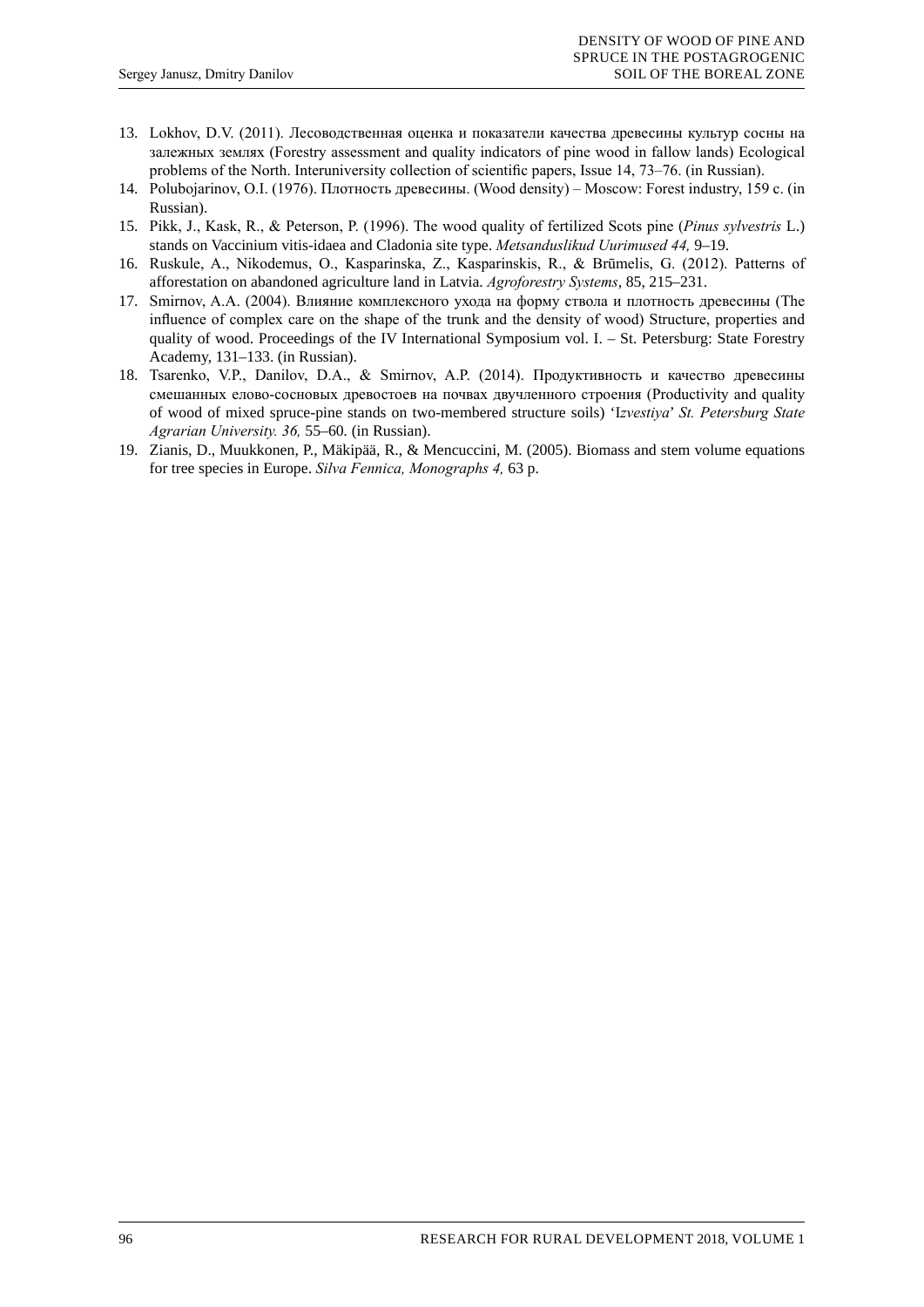13. Lokhov, D.V. (2011). Лесоводственная оценка и показатели качества древесины культур сосны на залежных землях (Forestry assessment and quality indicators of pine wood in fallow lands) Ecological problems of the North. Interuniversity collection of scientific papers, Issue 14, 73–76. (in Russian).
14. Polubojarinov, O.I. (1976). Плотность древесины. (Wood density) – Moscow: Forest industry, 159 с. (in Russian).
15. Pikk, J., Kask, R., & Peterson, P. (1996). The wood quality of fertilized Scots pine (*Pinus sylvestris* L.) stands on Vaccinium vitis-idaea and Cladonia site type. *Metsanduslikud Uurimused 44,* 9–19.
16. Ruskule, A., Nikodemus, O., Kasparinska, Z., Kasparinskis, R., & Brūmelis, G. (2012). Patterns of afforestation on abandoned agriculture land in Latvia. *Agroforestry Systems*, 85, 215–231.
17. Smirnov, A.A. (2004). Влияние комплексного ухода на форму ствола и плотность древесины (The influence of complex care on the shape of the trunk and the density of wood) Structure, properties and quality of wood. Proceedings of the IV International Symposium vol. I. – St. Petersburg: State Forestry Academy, 131–133. (in Russian).
18. Tsarenko, V.P., Danilov, D.A., & Smirnov, A.P. (2014). Продуктивность и качество древесины смешанных елово-сосновых древостоев на почвах двучленного строения (Productivity and quality of wood of mixed spruce-pine stands on two-membered structure soils) 'I*zvestiya*' *St. Petersburg State Agrarian University. 36,* 55–60. (in Russian).
19. Zianis, D., Muukkonen, P., Mäkipää, R., & Mencuccini, M. (2005). Biomass and stem volume equations for tree species in Europe. *Silva Fennica, Monographs 4,* 63 p.